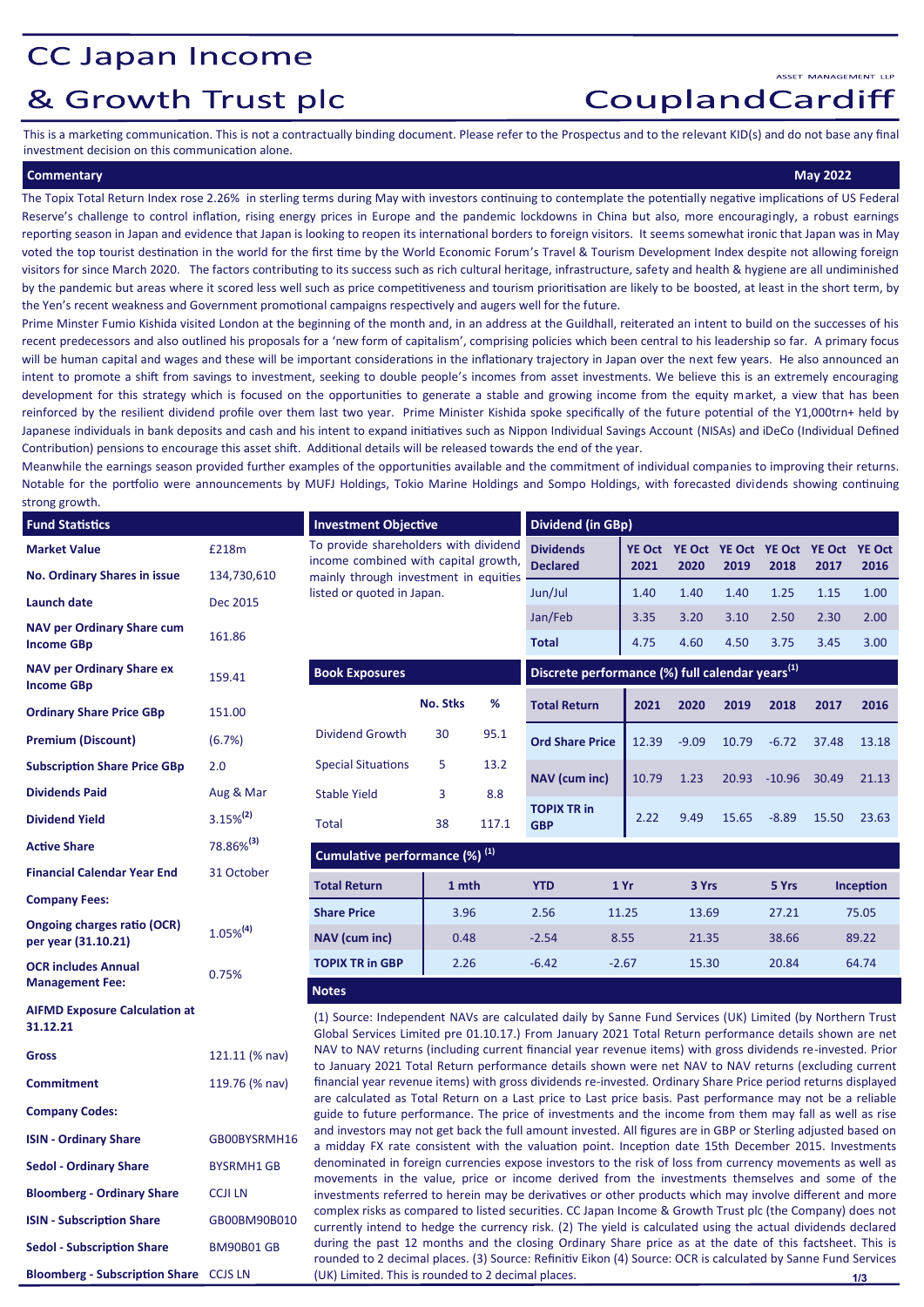# CC Japan Income & Growth Trust plc

CouplandCardiff ASSET MANAGEMENT LLP

This is a marketing communication. This is not a contractually binding document. Please refer to the Prospectus and to the relevant KID(s) and do not base any final investment decision on this communication alone.

## Commentary — May 2022

The Topix Total Return Index rose 2.26% in sterling terms during May with investors continuing to contemplate the potentially negative implications of US Federal Reserve's challenge to control inflation, rising energy prices in Europe and the pandemic lockdowns in China but also, more encouragingly, a robust earnings reporting season in Japan and evidence that Japan is looking to reopen its international borders to foreign visitors. It seems somewhat ironic that Japan was in May voted the top tourist destination in the world for the first time by the World Economic Forum's Travel & Tourism Development Index despite not allowing foreign visitors for since March 2020. The factors contributing to its success such as rich cultural heritage, infrastructure, safety and health & hygiene are all undiminished by the pandemic but areas where it scored less well such as price competitiveness and tourism prioritisation are likely to be boosted, at least in the short term, by the Yen's recent weakness and Government promotional campaigns respectively and augers well for the future.

Prime Minister Fumio Kishida visited London at the beginning of the month and, in an address at the Guildhall, reiterated an intent to build on the successes of his recent predecessors and also outlined his proposals for a 'new form of capitalism', comprising policies which been central to his leadership so far. A primary focus will be human capital and wages and these will be important considerations in the inflationary trajectory in Japan over the next few years. He also announced an intent to promote a shift from savings to investment, seeking to double people's incomes from asset investments. We believe this is an extremely encouraging development for this strategy which is focused on the opportunities to generate a stable and growing income from the equity market, a view that has been reinforced by the resilient dividend profile over them last two year. Prime Minister Kishida spoke specifically of the future potential of the Y1,000trn+ held by Japanese individuals in bank deposits and cash and his intent to expand initiatives such as Nippon Individual Savings Account (NISAs) and iDeCo (Individual Defined Contribution) pensions to encourage this asset shift. Additional details will be released towards the end of the year.

Meanwhile the earnings season provided further examples of the opportunities available and the commitment of individual companies to improving their returns. Notable for the portfolio were announcements by MUFJ Holdings, Tokio Marine Holdings and Sompo Holdings, with forecasted dividends showing continuing strong growth.

## Fund Statistics

| | |
|---|---|
| **Market Value** | £218m |
| **No. Ordinary Shares in issue** | 134,730,610 |
| **Launch date** | Dec 2015 |
| **NAV per Ordinary Share cum Income GBp** | 161.86 |
| **NAV per Ordinary Share ex Income GBp** | 159.41 |
| **Ordinary Share Price GBp** | 151.00 |
| **Premium (Discount)** | (6.7%) |
| **Subscription Share Price GBp** | 2.0 |
| **Dividends Paid** | Aug & Mar |
| **Dividend Yield** | 3.15%[2] |
| **Active Share** | 78.86%[3] |
| **Financial Calendar Year End** | 31 October |
| **Company Fees:** | |
| **Ongoing charges ratio (OCR) per year (31.10.21)** | 1.05%[4] |
| **OCR includes Annual Management Fee:** | 0.75% |
| **AIFMD Exposure Calculation at 31.12.21** | |
| **Gross** | 121.11 (% nav) |
| **Commitment** | 119.76 (% nav) |
| **Company Codes:** | |
| **ISIN - Ordinary Share** | GB00BYSRMH16 |
| **Sedol - Ordinary Share** | BYSRMH1 GB |
| **Bloomberg - Ordinary Share** | CCJI LN |
| **ISIN - Subscription Share** | GB00BM90B010 |
| **Sedol - Subscription Share** | BM90B01 GB |
| **Bloomberg - Subscription Share** | CCJS LN |

## Investment Objective

To provide shareholders with dividend income combined with capital growth, mainly through investment in equities listed or quoted in Japan.

## Dividend (in GBp)

| Dividends Declared | YE Oct 2021 | YE Oct 2020 | YE Oct 2019 | YE Oct 2018 | YE Oct 2017 | YE Oct 2016 |
|---|---|---|---|---|---|---|
| Jun/Jul | 1.40 | 1.40 | 1.40 | 1.25 | 1.15 | 1.00 |
| Jan/Feb | 3.35 | 3.20 | 3.10 | 2.50 | 2.30 | 2.00 |
| **Total** | 4.75 | 4.60 | 4.50 | 3.75 | 3.45 | 3.00 |

## Book Exposures

| | No. Stks | % |
|---|---|---|
| Dividend Growth | 30 | 95.1 |
| Special Situations | 5 | 13.2 |
| Stable Yield | 3 | 8.8 |
| Total | 38 | 117.1 |

## Discrete performance (%) full calendar years[1]

| Total Return | 2021 | 2020 | 2019 | 2018 | 2017 | 2016 |
|---|---|---|---|---|---|---|
| **Ord Share Price** | 12.39 | -9.09 | 10.79 | -6.72 | 37.48 | 13.18 |
| **NAV (cum inc)** | 10.79 | 1.23 | 20.93 | -10.96 | 30.49 | 21.13 |
| **TOPIX TR in GBP** | 2.22 | 9.49 | 15.65 | -8.89 | 15.50 | 23.63 |

## Cumulative performance (%)[1]

| Total Return | 1 mth | YTD | 1 Yr | 3 Yrs | 5 Yrs | Inception |
|---|---|---|---|---|---|---|
| **Share Price** | 3.96 | 2.56 | 11.25 | 13.69 | 27.21 | 75.05 |
| **NAV (cum inc)** | 0.48 | -2.54 | 8.55 | 21.35 | 38.66 | 89.22 |
| **TOPIX TR in GBP** | 2.26 | -6.42 | -2.67 | 15.30 | 20.84 | 64.74 |

## Notes

(1) Source: Independent NAVs are calculated daily by Sanne Fund Services (UK) Limited (by Northern Trust Global Services Limited pre 01.10.17.) From January 2021 Total Return performance details shown are net NAV to NAV returns (including current financial year revenue items) with gross dividends re-invested. Prior to January 2021 Total Return performance details shown were net NAV to NAV returns (excluding current financial year revenue items) with gross dividends re-invested. Ordinary Share Price period returns displayed are calculated as Total Return on a Last price to Last price basis. Past performance may not be a reliable guide to future performance. The price of investments and the income from them may fall as well as rise and investors may not get back the full amount invested. All figures are in GBP or Sterling adjusted based on a midday FX rate consistent with the valuation point. Inception date 15th December 2015. Investments denominated in foreign currencies expose investors to the risk of loss from currency movements as well as movements in the value, price or income derived from the investments themselves and some of the investments referred to herein may be derivatives or other products which may involve different and more complex risks as compared to listed securities. CC Japan Income & Growth Trust plc (the Company) does not currently intend to hedge the currency risk. (2) The yield is calculated using the actual dividends declared during the past 12 months and the closing Ordinary Share price as at the date of this factsheet. This is rounded to 2 decimal places. (3) Source: Refinitiv Eikon (4) Source: OCR is calculated by Sanne Fund Services (UK) Limited. This is rounded to 2 decimal places.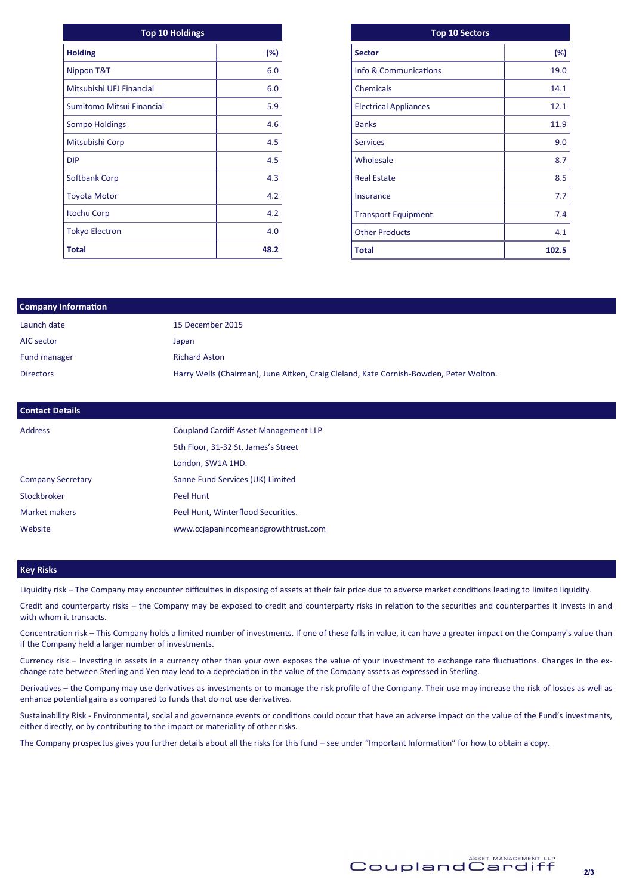## Top 10 Holdings

| Holding | (%) |
|---|---|
| Nippon T&T | 6.0 |
| Mitsubishi UFJ Financial | 6.0 |
| Sumitomo Mitsui Financial | 5.9 |
| Sompo Holdings | 4.6 |
| Mitsubishi Corp | 4.5 |
| DIP | 4.5 |
| Softbank Corp | 4.3 |
| Toyota Motor | 4.2 |
| Itochu Corp | 4.2 |
| Tokyo Electron | 4.0 |
| **Total** | **48.2** |

## Top 10 Sectors

| Sector | (%) |
|---|---|
| Info & Communications | 19.0 |
| Chemicals | 14.1 |
| Electrical Appliances | 12.1 |
| Banks | 11.9 |
| Services | 9.0 |
| Wholesale | 8.7 |
| Real Estate | 8.5 |
| Insurance | 7.7 |
| Transport Equipment | 7.4 |
| Other Products | 4.1 |
| **Total** | **102.5** |

## Company Information

| | |
|---|---|
| Launch date | 15 December 2015 |
| AIC sector | Japan |
| Fund manager | Richard Aston |
| Directors | Harry Wells (Chairman), June Aitken, Craig Cleland, Kate Cornish-Bowden, Peter Wolton. |

## Contact Details

| | |
|---|---|
| Address | Coupland Cardiff Asset Management LLP<br>5th Floor, 31-32 St. James's Street<br>London, SW1A 1HD. |
| Company Secretary | Sanne Fund Services (UK) Limited |
| Stockbroker | Peel Hunt |
| Market makers | Peel Hunt, Winterflood Securities. |
| Website | www.ccjapanincomeandgrowthtrust.com |

## Key Risks

Liquidity risk – The Company may encounter difficulties in disposing of assets at their fair price due to adverse market conditions leading to limited liquidity.

Credit and counterparty risks – the Company may be exposed to credit and counterparty risks in relation to the securities and counterparties it invests in and with whom it transacts.

Concentration risk – This Company holds a limited number of investments. If one of these falls in value, it can have a greater impact on the Company's value than if the Company held a larger number of investments.

Currency risk – Investing in assets in a currency other than your own exposes the value of your investment to exchange rate fluctuations. Changes in the exchange rate between Sterling and Yen may lead to a depreciation in the value of the Company assets as expressed in Sterling.

Derivatives – the Company may use derivatives as investments or to manage the risk profile of the Company. Their use may increase the risk of losses as well as enhance potential gains as compared to funds that do not use derivatives.

Sustainability Risk - Environmental, social and governance events or conditions could occur that have an adverse impact on the value of the Fund's investments, either directly, or by contributing to the impact or materiality of other risks.

The Company prospectus gives you further details about all the risks for this fund – see under "Important Information" for how to obtain a copy.

CouplandCardiff ASSET MANAGEMENT LLP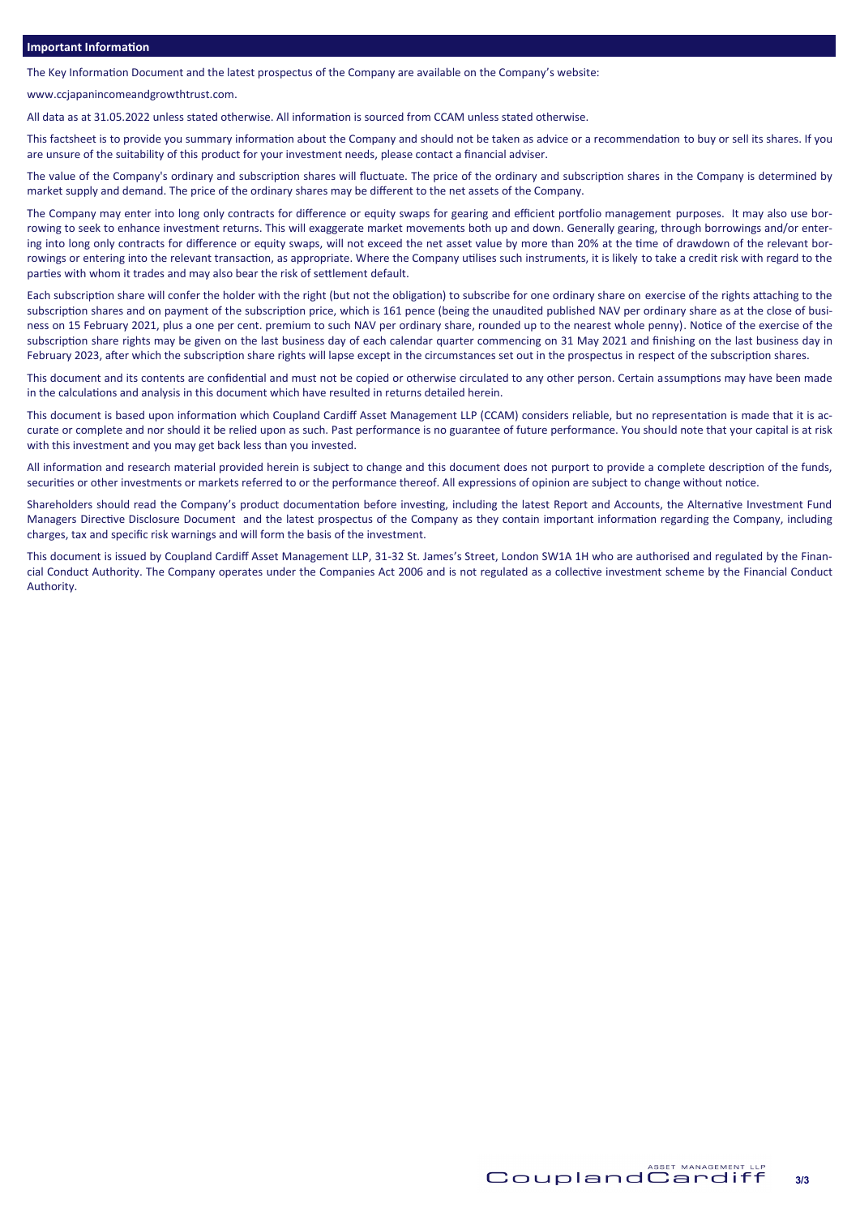## Important Information

The Key Information Document and the latest prospectus of the Company are available on the Company's website:

www.ccjapanincomeandgrowthtrust.com.

All data as at 31.05.2022 unless stated otherwise. All information is sourced from CCAM unless stated otherwise.

This factsheet is to provide you summary information about the Company and should not be taken as advice or a recommendation to buy or sell its shares. If you are unsure of the suitability of this product for your investment needs, please contact a financial adviser.

The value of the Company's ordinary and subscription shares will fluctuate. The price of the ordinary and subscription shares in the Company is determined by market supply and demand. The price of the ordinary shares may be different to the net assets of the Company.

The Company may enter into long only contracts for difference or equity swaps for gearing and efficient portfolio management purposes. It may also use borrowing to seek to enhance investment returns. This will exaggerate market movements both up and down. Generally gearing, through borrowings and/or entering into long only contracts for difference or equity swaps, will not exceed the net asset value by more than 20% at the time of drawdown of the relevant borrowings or entering into the relevant transaction, as appropriate. Where the Company utilises such instruments, it is likely to take a credit risk with regard to the parties with whom it trades and may also bear the risk of settlement default.

Each subscription share will confer the holder with the right (but not the obligation) to subscribe for one ordinary share on exercise of the rights attaching to the subscription shares and on payment of the subscription price, which is 161 pence (being the unaudited published NAV per ordinary share as at the close of business on 15 February 2021, plus a one per cent. premium to such NAV per ordinary share, rounded up to the nearest whole penny). Notice of the exercise of the subscription share rights may be given on the last business day of each calendar quarter commencing on 31 May 2021 and finishing on the last business day in February 2023, after which the subscription share rights will lapse except in the circumstances set out in the prospectus in respect of the subscription shares.

This document and its contents are confidential and must not be copied or otherwise circulated to any other person. Certain assumptions may have been made in the calculations and analysis in this document which have resulted in returns detailed herein.

This document is based upon information which Coupland Cardiff Asset Management LLP (CCAM) considers reliable, but no representation is made that it is accurate or complete and nor should it be relied upon as such. Past performance is no guarantee of future performance. You should note that your capital is at risk with this investment and you may get back less than you invested.

All information and research material provided herein is subject to change and this document does not purport to provide a complete description of the funds, securities or other investments or markets referred to or the performance thereof. All expressions of opinion are subject to change without notice.

Shareholders should read the Company's product documentation before investing, including the latest Report and Accounts, the Alternative Investment Fund Managers Directive Disclosure Document and the latest prospectus of the Company as they contain important information regarding the Company, including charges, tax and specific risk warnings and will form the basis of the investment.

This document is issued by Coupland Cardiff Asset Management LLP, 31-32 St. James's Street, London SW1A 1H who are authorised and regulated by the Financial Conduct Authority. The Company operates under the Companies Act 2006 and is not regulated as a collective investment scheme by the Financial Conduct Authority.